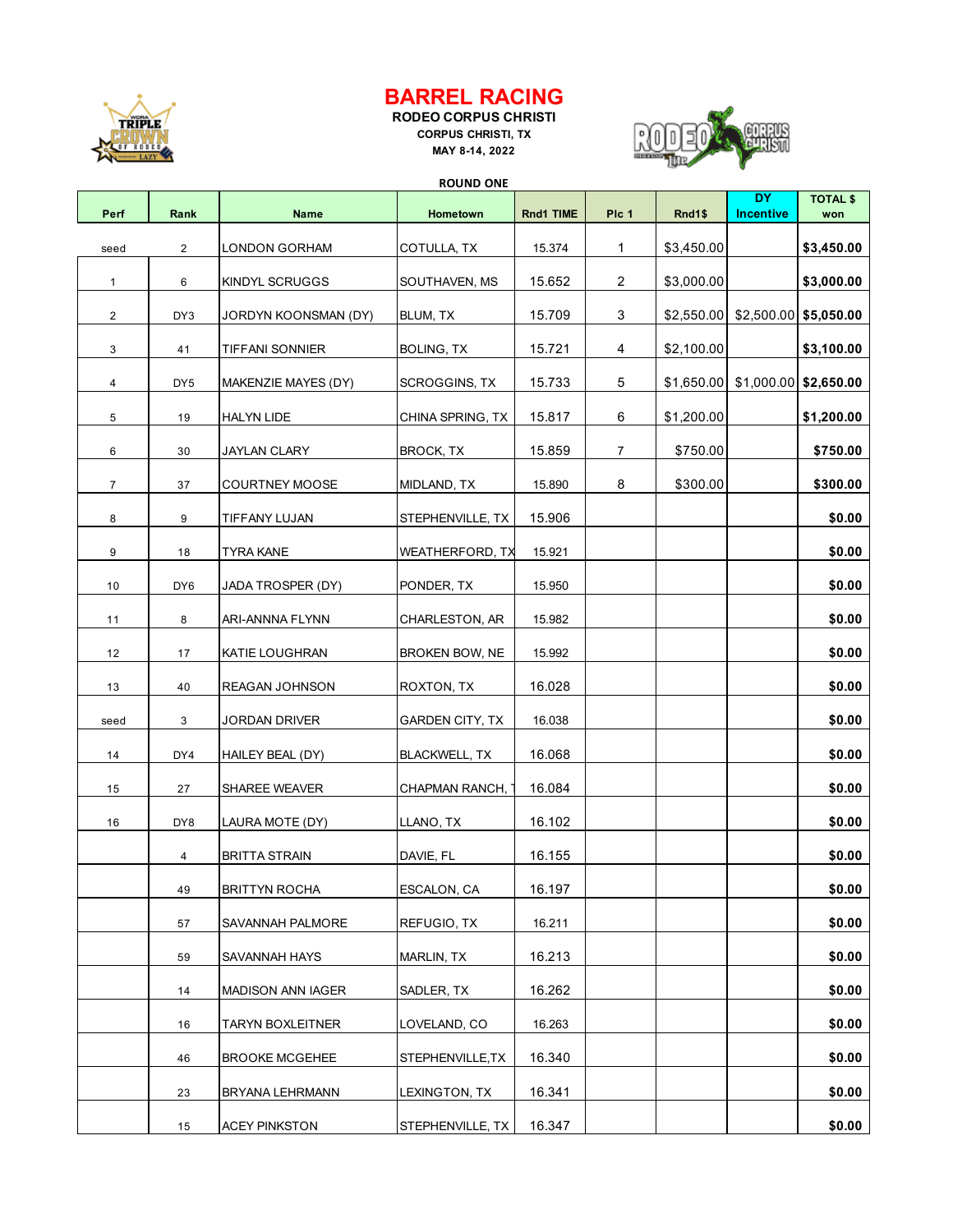# BARREL RACING

**RODEO CORPUS CHRISTI**

**CORPUS CHRISTI, TX**

**MAY 8-14, 2022**

**ROUND ONE**

| Perf | Rank | Name | Hometown | Rnd1 TIME | Plc 1 | Rnd1$ | DY Incentive | TOTAL $ won |
|---|---|---|---|---|---|---|---|---|
| seed | 2 | LONDON GORHAM | COTULLA, TX | 15.374 | 1 | $3,450.00 | | $3,450.00 |
| 1 | 6 | KINDYL SCRUGGS | SOUTHAVEN, MS | 15.652 | 2 | $3,000.00 | | $3,000.00 |
| 2 | DY3 | JORDYN KOONSMAN (DY) | BLUM, TX | 15.709 | 3 | $2,550.00 | $2,500.00 | $5,050.00 |
| 3 | 41 | TIFFANI SONNIER | BOLING, TX | 15.721 | 4 | $2,100.00 | | $3,100.00 |
| 4 | DY5 | MAKENZIE MAYES (DY) | SCROGGINS, TX | 15.733 | 5 | $1,650.00 | $1,000.00 | $2,650.00 |
| 5 | 19 | HALYN LIDE | CHINA SPRING, TX | 15.817 | 6 | $1,200.00 | | $1,200.00 |
| 6 | 30 | JAYLAN CLARY | BROCK, TX | 15.859 | 7 | $750.00 | | $750.00 |
| 7 | 37 | COURTNEY MOOSE | MIDLAND, TX | 15.890 | 8 | $300.00 | | $300.00 |
| 8 | 9 | TIFFANY LUJAN | STEPHENVILLE, TX | 15.906 | | | | $0.00 |
| 9 | 18 | TYRA KANE | WEATHERFORD, TX | 15.921 | | | | $0.00 |
| 10 | DY6 | JADA TROSPER (DY) | PONDER, TX | 15.950 | | | | $0.00 |
| 11 | 8 | ARI-ANNNA FLYNN | CHARLESTON, AR | 15.982 | | | | $0.00 |
| 12 | 17 | KATIE LOUGHRAN | BROKEN BOW, NE | 15.992 | | | | $0.00 |
| 13 | 40 | REAGAN JOHNSON | ROXTON, TX | 16.028 | | | | $0.00 |
| seed | 3 | JORDAN DRIVER | GARDEN CITY, TX | 16.038 | | | | $0.00 |
| 14 | DY4 | HAILEY BEAL (DY) | BLACKWELL, TX | 16.068 | | | | $0.00 |
| 15 | 27 | SHAREE WEAVER | CHAPMAN RANCH, T | 16.084 | | | | $0.00 |
| 16 | DY8 | LAURA MOTE (DY) | LLANO, TX | 16.102 | | | | $0.00 |
| | 4 | BRITTA STRAIN | DAVIE, FL | 16.155 | | | | $0.00 |
| | 49 | BRITTYN ROCHA | ESCALON, CA | 16.197 | | | | $0.00 |
| | 57 | SAVANNAH PALMORE | REFUGIO, TX | 16.211 | | | | $0.00 |
| | 59 | SAVANNAH HAYS | MARLIN, TX | 16.213 | | | | $0.00 |
| | 14 | MADISON ANN IAGER | SADLER, TX | 16.262 | | | | $0.00 |
| | 16 | TARYN BOXLEITNER | LOVELAND, CO | 16.263 | | | | $0.00 |
| | 46 | BROOKE MCGEHEE | STEPHENVILLE,TX | 16.340 | | | | $0.00 |
| | 23 | BRYANA LEHRMANN | LEXINGTON, TX | 16.341 | | | | $0.00 |
| | 15 | ACEY PINKSTON | STEPHENVILLE, TX | 16.347 | | | | $0.00 |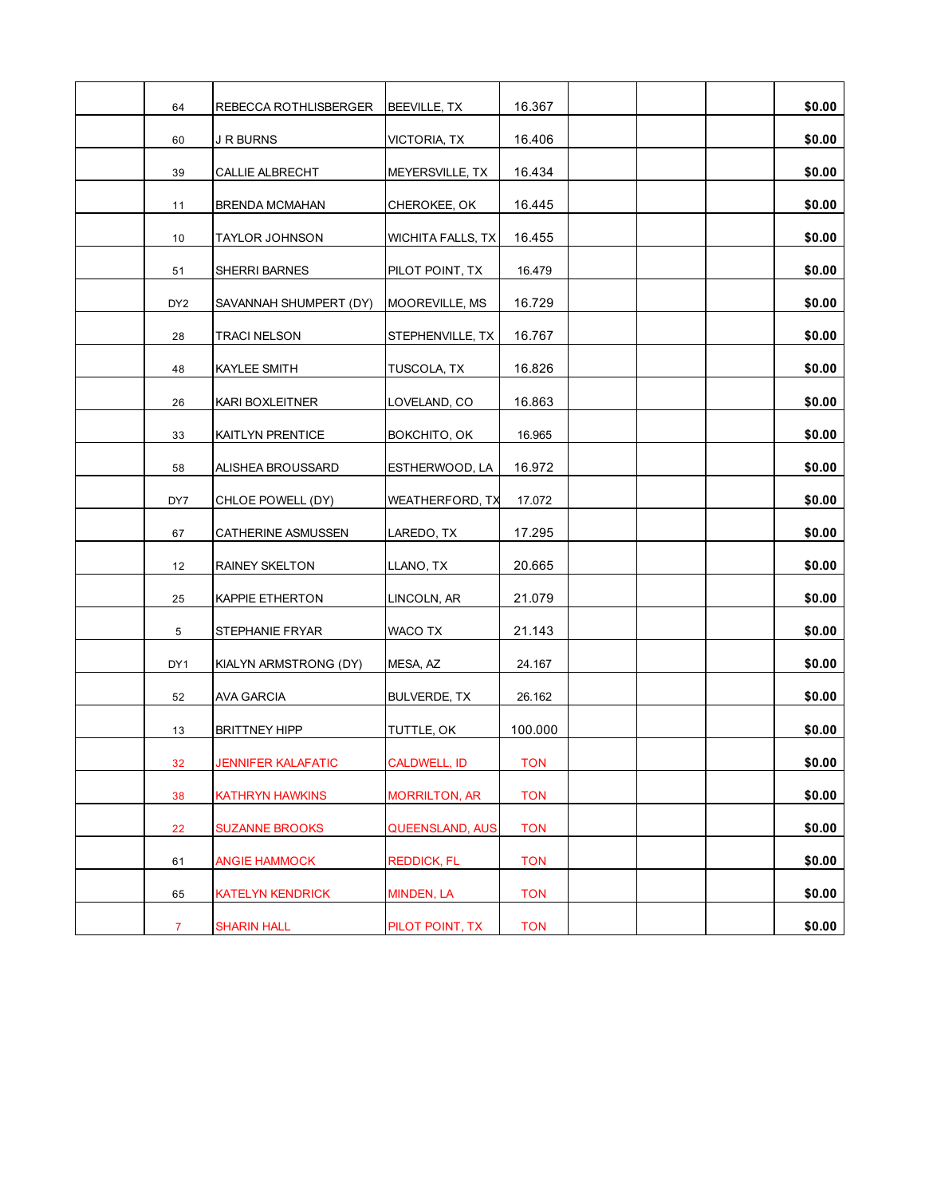| | | | | | | | | |
|---|---|---|---|---|---|---|---|---|
| | 64 | REBECCA ROTHLISBERGER | BEEVILLE, TX | 16.367 | | | | $0.00 |
| | 60 | J R BURNS | VICTORIA, TX | 16.406 | | | | $0.00 |
| | 39 | CALLIE ALBRECHT | MEYERSVILLE, TX | 16.434 | | | | $0.00 |
| | 11 | BRENDA MCMAHAN | CHEROKEE, OK | 16.445 | | | | $0.00 |
| | 10 | TAYLOR JOHNSON | WICHITA FALLS, TX | 16.455 | | | | $0.00 |
| | 51 | SHERRI BARNES | PILOT POINT, TX | 16.479 | | | | $0.00 |
| | DY2 | SAVANNAH SHUMPERT (DY) | MOOREVILLE, MS | 16.729 | | | | $0.00 |
| | 28 | TRACI NELSON | STEPHENVILLE, TX | 16.767 | | | | $0.00 |
| | 48 | KAYLEE SMITH | TUSCOLA, TX | 16.826 | | | | $0.00 |
| | 26 | KARI BOXLEITNER | LOVELAND, CO | 16.863 | | | | $0.00 |
| | 33 | KAITLYN PRENTICE | BOKCHITO, OK | 16.965 | | | | $0.00 |
| | 58 | ALISHEA BROUSSARD | ESTHERWOOD, LA | 16.972 | | | | $0.00 |
| | DY7 | CHLOE POWELL (DY) | WEATHERFORD, TX | 17.072 | | | | $0.00 |
| | 67 | CATHERINE ASMUSSEN | LAREDO, TX | 17.295 | | | | $0.00 |
| | 12 | RAINEY SKELTON | LLANO, TX | 20.665 | | | | $0.00 |
| | 25 | KAPPIE ETHERTON | LINCOLN, AR | 21.079 | | | | $0.00 |
| | 5 | STEPHANIE FRYAR | WACO TX | 21.143 | | | | $0.00 |
| | DY1 | KIALYN ARMSTRONG (DY) | MESA, AZ | 24.167 | | | | $0.00 |
| | 52 | AVA GARCIA | BULVERDE, TX | 26.162 | | | | $0.00 |
| | 13 | BRITTNEY HIPP | TUTTLE, OK | 100.000 | | | | $0.00 |
| | 32 | JENNIFER KALAFATIC | CALDWELL, ID | TON | | | | $0.00 |
| | 38 | KATHRYN HAWKINS | MORRILTON, AR | TON | | | | $0.00 |
| | 22 | SUZANNE BROOKS | QUEENSLAND, AUS | TON | | | | $0.00 |
| | 61 | ANGIE HAMMOCK | REDDICK, FL | TON | | | | $0.00 |
| | 65 | KATELYN KENDRICK | MINDEN, LA | TON | | | | $0.00 |
| | 7 | SHARIN HALL | PILOT POINT, TX | TON | | | | $0.00 |